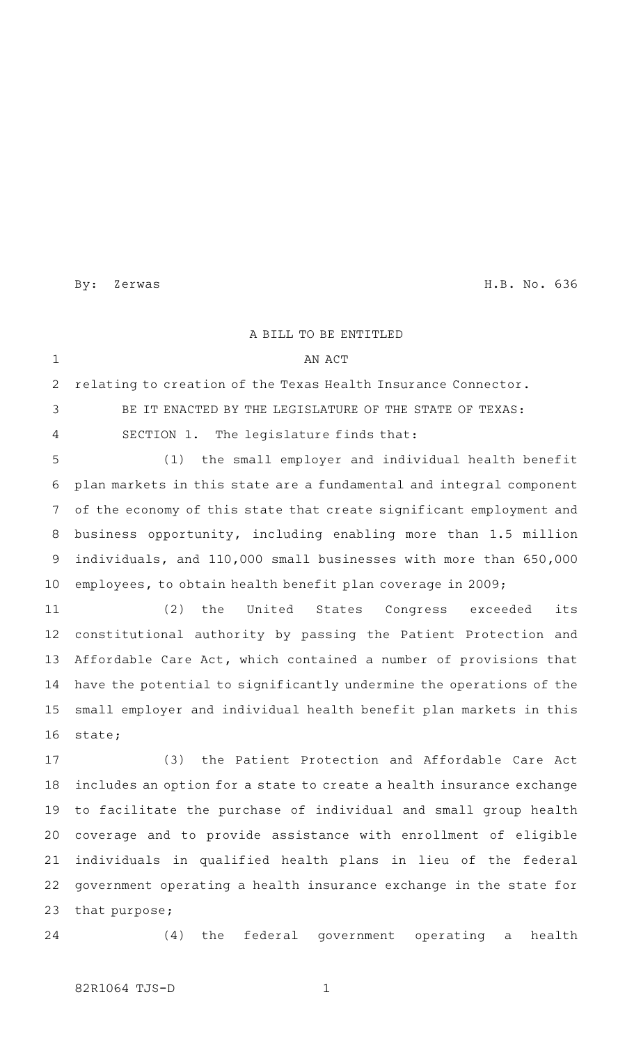By: Zerwas H.B. No. 636

A BILL TO BE ENTITLED

AN ACT

relating to creation of the Texas Health Insurance Connector.

BE IT ENACTED BY THE LEGISLATURE OF THE STATE OF TEXAS:

SECTION 1. The legislature finds that:

(1) the small employer and individual health benefit plan markets in this state are a fundamental and integral component of the economy of this state that create significant employment and business opportunity, including enabling more than 1.5 million individuals, and 110,000 small businesses with more than 650,000 employees, to obtain health benefit plan coverage in 2009;

(2) the United States Congress exceeded its constitutional authority by passing the Patient Protection and Affordable Care Act, which contained a number of provisions that have the potential to significantly undermine the operations of the small employer and individual health benefit plan markets in this state;

(3) the Patient Protection and Affordable Care Act includes an option for a state to create a health insurance exchange to facilitate the purchase of individual and small group health coverage and to provide assistance with enrollment of eligible individuals in qualified health plans in lieu of the federal government operating a health insurance exchange in the state for that purpose;

(4) the federal government operating a health

82R1064 TJS-D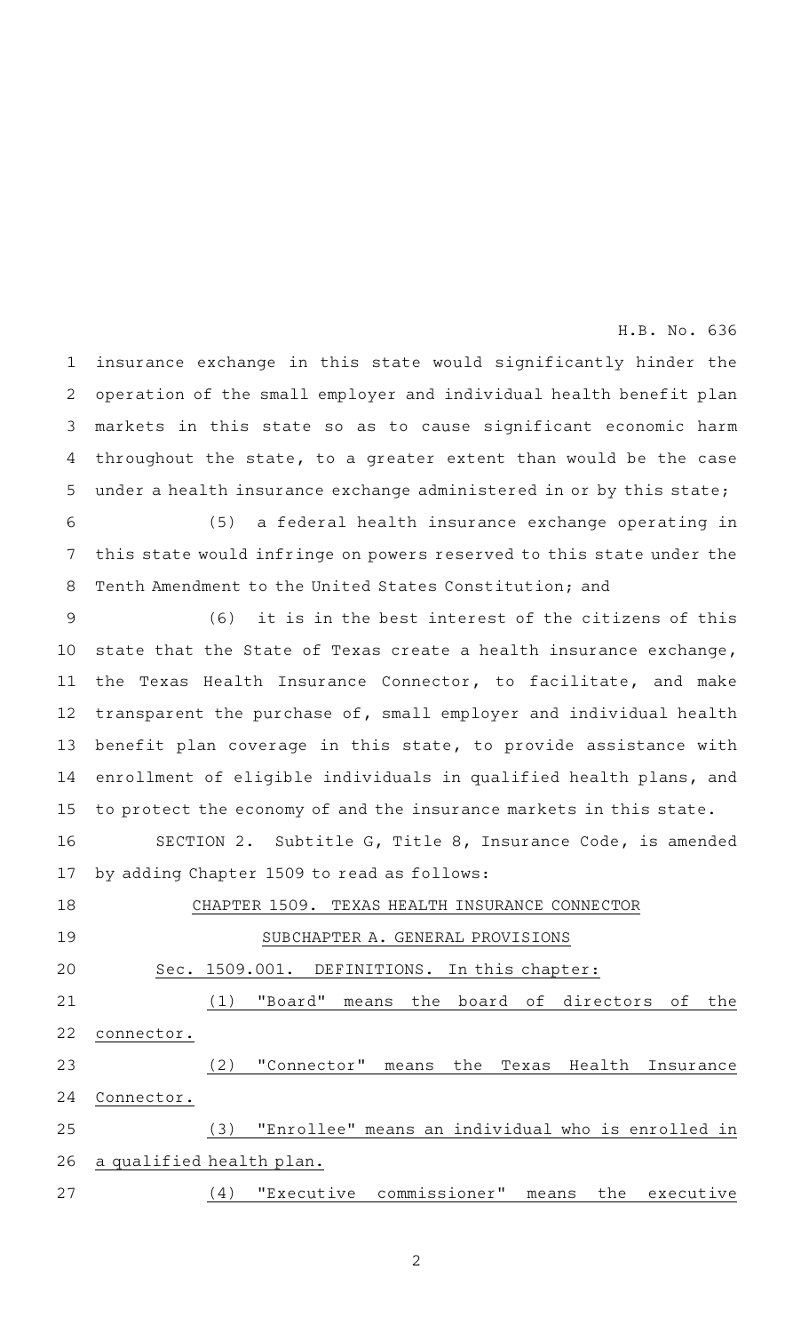insurance exchange in this state would significantly hinder the operation of the small employer and individual health benefit plan markets in this state so as to cause significant economic harm throughout the state, to a greater extent than would be the case under a health insurance exchange administered in or by this state;

(5) a federal health insurance exchange operating in this state would infringe on powers reserved to this state under the Tenth Amendment to the United States Constitution; and

(6) it is in the best interest of the citizens of this state that the State of Texas create a health insurance exchange, the Texas Health Insurance Connector, to facilitate, and make transparent the purchase of, small employer and individual health benefit plan coverage in this state, to provide assistance with enrollment of eligible individuals in qualified health plans, and to protect the economy of and the insurance markets in this state.

SECTION 2. Subtitle G, Title 8, Insurance Code, is amended by adding Chapter 1509 to read as follows:

CHAPTER 1509. TEXAS HEALTH INSURANCE CONNECTOR

SUBCHAPTER A. GENERAL PROVISIONS

Sec. 1509.001. DEFINITIONS. In this chapter:

(1) "Board" means the board of directors of the connector.

(2) "Connector" means the Texas Health Insurance Connector.

(3) "Enrollee" means an individual who is enrolled in a qualified health plan.

(4) "Executive commissioner" means the executive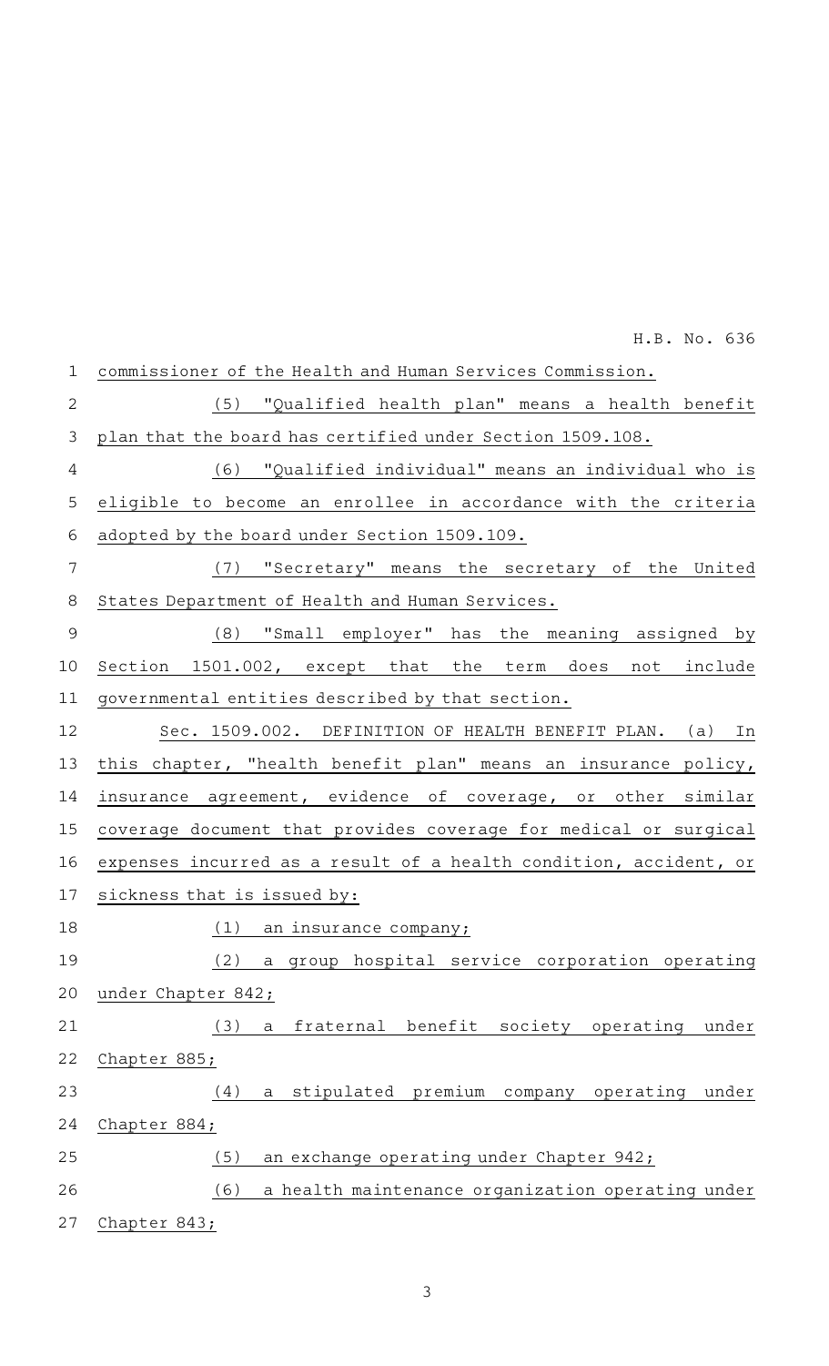commissioner of the Health and Human Services Commission.

(5) "Qualified health plan" means a health benefit plan that the board has certified under Section 1509.108.

(6) "Qualified individual" means an individual who is eligible to become an enrollee in accordance with the criteria adopted by the board under Section 1509.109.

(7) "Secretary" means the secretary of the United States Department of Health and Human Services.

(8) "Small employer" has the meaning assigned by Section 1501.002, except that the term does not include governmental entities described by that section.

Sec. 1509.002. DEFINITION OF HEALTH BENEFIT PLAN. (a) In this chapter, "health benefit plan" means an insurance policy, insurance agreement, evidence of coverage, or other similar coverage document that provides coverage for medical or surgical expenses incurred as a result of a health condition, accident, or sickness that is issued by:

(1) an insurance company;

(2) a group hospital service corporation operating under Chapter 842;

(3) a fraternal benefit society operating under Chapter 885;

(4) a stipulated premium company operating under Chapter 884;

(5) an exchange operating under Chapter 942;

(6) a health maintenance organization operating under Chapter 843;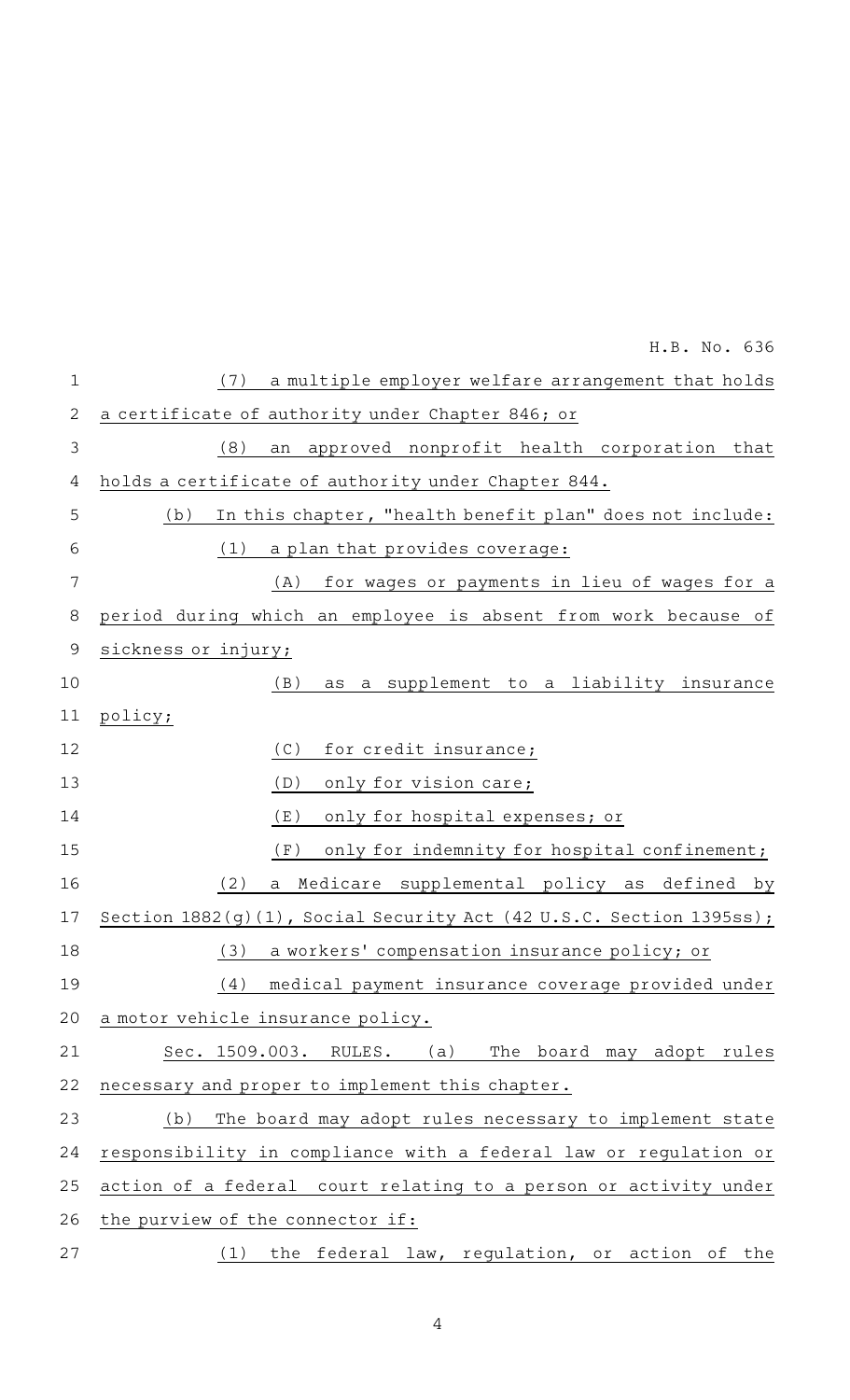(7) a multiple employer welfare arrangement that holds a certificate of authority under Chapter 846; or

(8) an approved nonprofit health corporation that holds a certificate of authority under Chapter 844.

(b) In this chapter, "health benefit plan" does not include:

(1) a plan that provides coverage:

(A) for wages or payments in lieu of wages for a period during which an employee is absent from work because of sickness or injury;

(B) as a supplement to a liability insurance policy;

(C) for credit insurance;

(D) only for vision care;

(E) only for hospital expenses; or

(F) only for indemnity for hospital confinement;

(2) a Medicare supplemental policy as defined by Section 1882(g)(1), Social Security Act (42 U.S.C. Section 1395ss);

(3) a workers' compensation insurance policy; or

(4) medical payment insurance coverage provided under a motor vehicle insurance policy.

Sec. 1509.003. RULES. (a) The board may adopt rules necessary and proper to implement this chapter.

(b) The board may adopt rules necessary to implement state responsibility in compliance with a federal law or regulation or action of a federal court relating to a person or activity under the purview of the connector if:

(1) the federal law, regulation, or action of the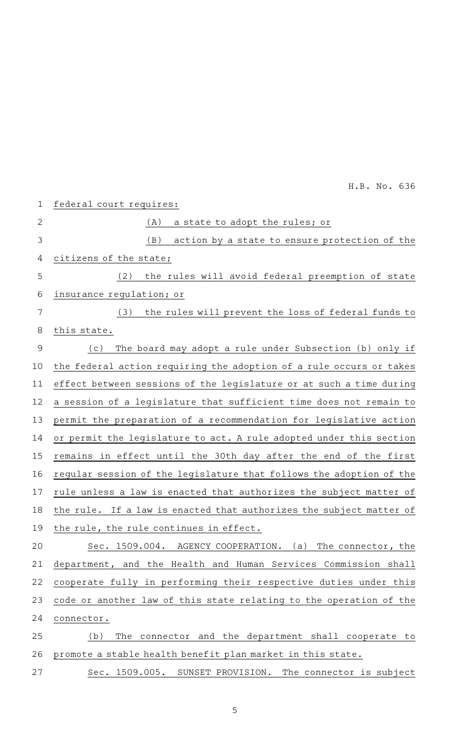federal court requires:

(A) a state to adopt the rules; or

(B) action by a state to ensure protection of the citizens of the state;

(2) the rules will avoid federal preemption of state insurance regulation; or

(3) the rules will prevent the loss of federal funds to this state.

(c) The board may adopt a rule under Subsection (b) only if the federal action requiring the adoption of a rule occurs or takes effect between sessions of the legislature or at such a time during a session of a legislature that sufficient time does not remain to permit the preparation of a recommendation for legislative action or permit the legislature to act. A rule adopted under this section remains in effect until the 30th day after the end of the first regular session of the legislature that follows the adoption of the rule unless a law is enacted that authorizes the subject matter of the rule. If a law is enacted that authorizes the subject matter of the rule, the rule continues in effect.

Sec. 1509.004. AGENCY COOPERATION. (a) The connector, the department, and the Health and Human Services Commission shall cooperate fully in performing their respective duties under this code or another law of this state relating to the operation of the connector.

(b) The connector and the department shall cooperate to promote a stable health benefit plan market in this state.

Sec. 1509.005. SUNSET PROVISION. The connector is subject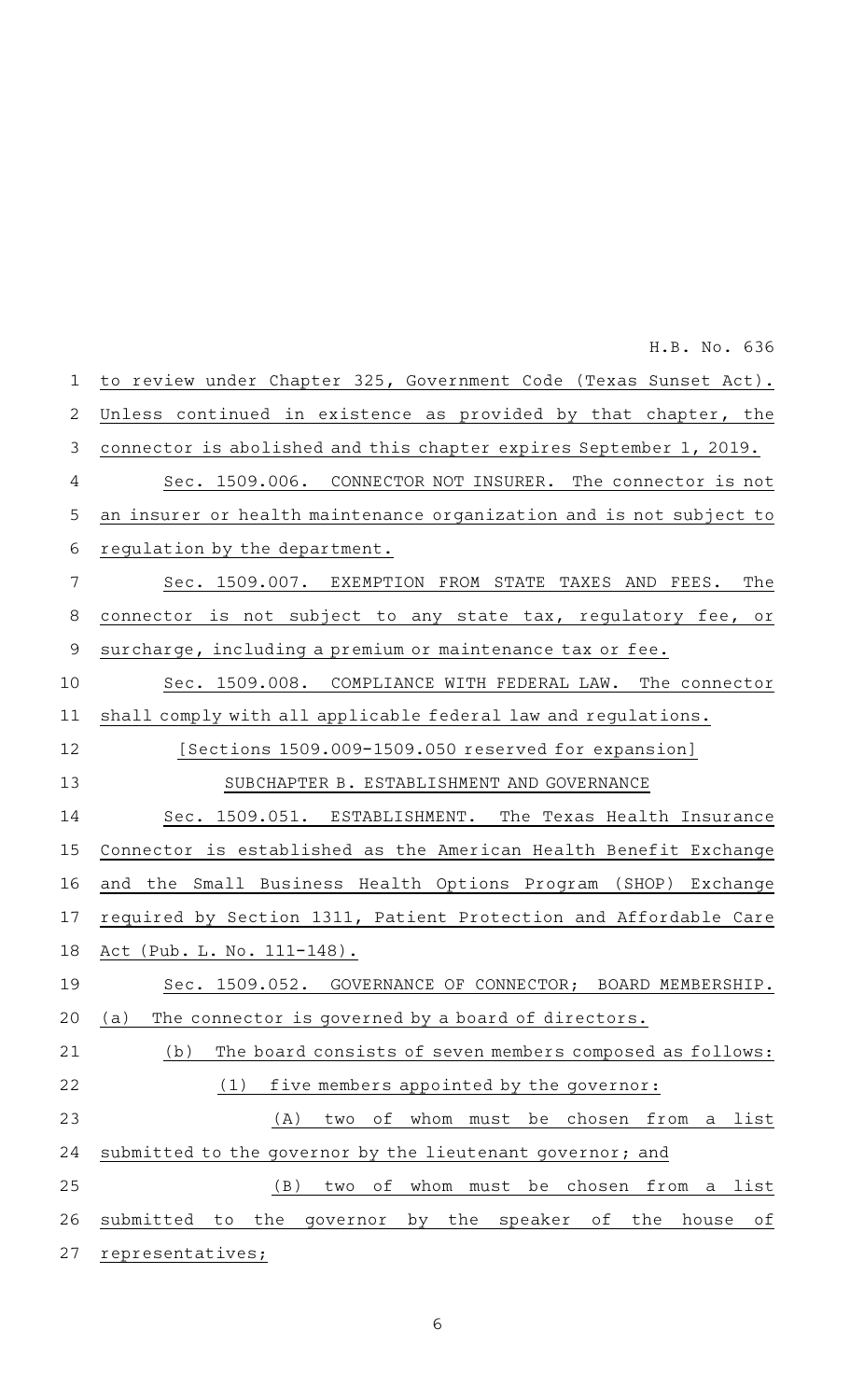to review under Chapter 325, Government Code (Texas Sunset Act). Unless continued in existence as provided by that chapter, the connector is abolished and this chapter expires September 1, 2019.

Sec. 1509.006. CONNECTOR NOT INSURER. The connector is not an insurer or health maintenance organization and is not subject to regulation by the department.

Sec. 1509.007. EXEMPTION FROM STATE TAXES AND FEES. The connector is not subject to any state tax, regulatory fee, or surcharge, including a premium or maintenance tax or fee.

Sec. 1509.008. COMPLIANCE WITH FEDERAL LAW. The connector shall comply with all applicable federal law and regulations.

[Sections 1509.009-1509.050 reserved for expansion]

SUBCHAPTER B. ESTABLISHMENT AND GOVERNANCE

Sec. 1509.051. ESTABLISHMENT. The Texas Health Insurance Connector is established as the American Health Benefit Exchange and the Small Business Health Options Program (SHOP) Exchange required by Section 1311, Patient Protection and Affordable Care Act (Pub. L. No. 111-148).

Sec. 1509.052. GOVERNANCE OF CONNECTOR; BOARD MEMBERSHIP. (a) The connector is governed by a board of directors.

(b) The board consists of seven members composed as follows:

(1) five members appointed by the governor:

(A) two of whom must be chosen from a list submitted to the governor by the lieutenant governor; and

(B) two of whom must be chosen from a list submitted to the governor by the speaker of the house of representatives;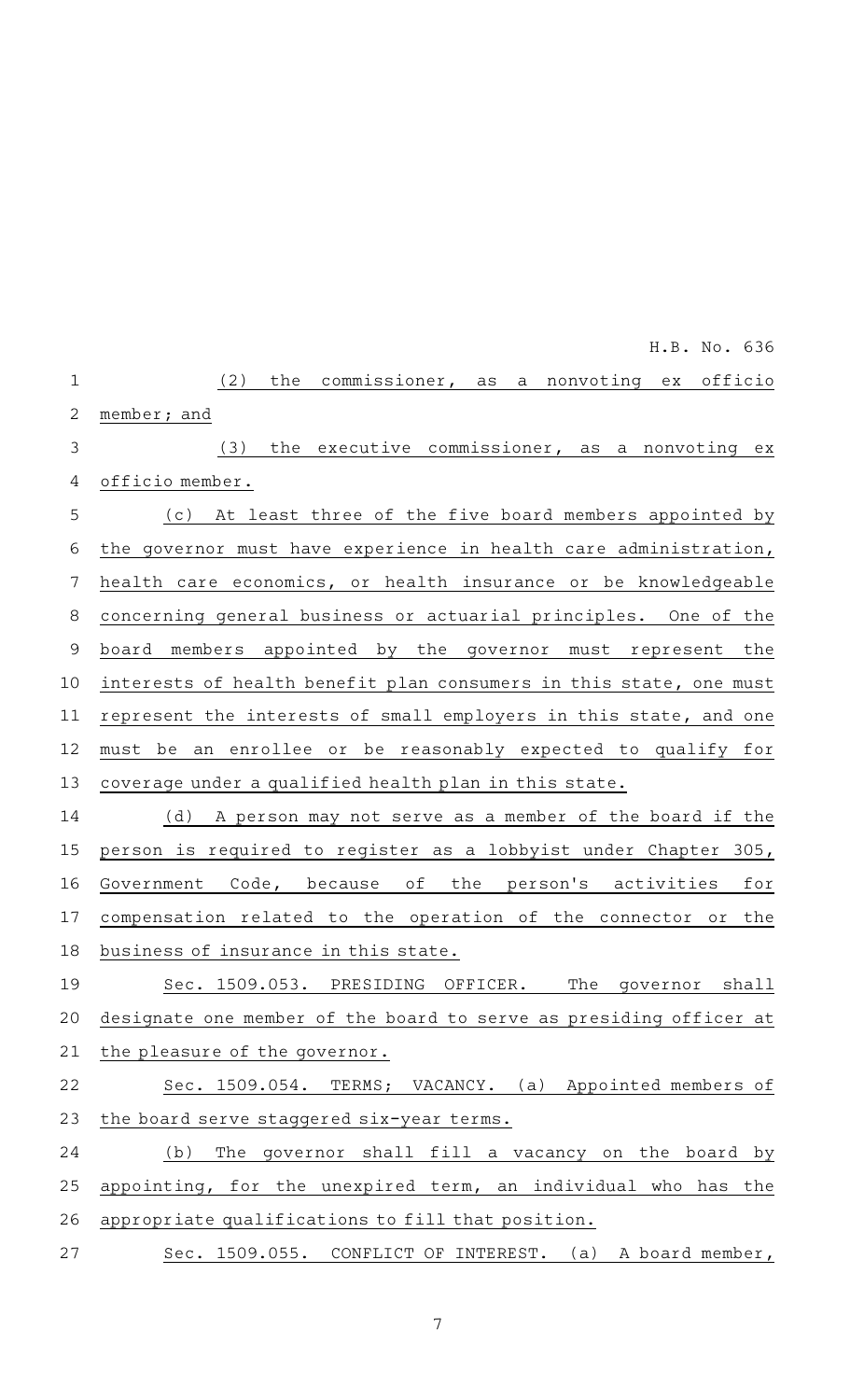(2) the commissioner, as a nonvoting ex officio member; and

(3) the executive commissioner, as a nonvoting ex officio member.

(c) At least three of the five board members appointed by the governor must have experience in health care administration, health care economics, or health insurance or be knowledgeable concerning general business or actuarial principles. One of the board members appointed by the governor must represent the interests of health benefit plan consumers in this state, one must represent the interests of small employers in this state, and one must be an enrollee or be reasonably expected to qualify for coverage under a qualified health plan in this state.

(d) A person may not serve as a member of the board if the person is required to register as a lobbyist under Chapter 305, Government Code, because of the person's activities for compensation related to the operation of the connector or the business of insurance in this state.

Sec. 1509.053. PRESIDING OFFICER. The governor shall designate one member of the board to serve as presiding officer at the pleasure of the governor.

Sec. 1509.054. TERMS; VACANCY. (a) Appointed members of the board serve staggered six-year terms.

(b) The governor shall fill a vacancy on the board by appointing, for the unexpired term, an individual who has the appropriate qualifications to fill that position.

Sec. 1509.055. CONFLICT OF INTEREST. (a) A board member,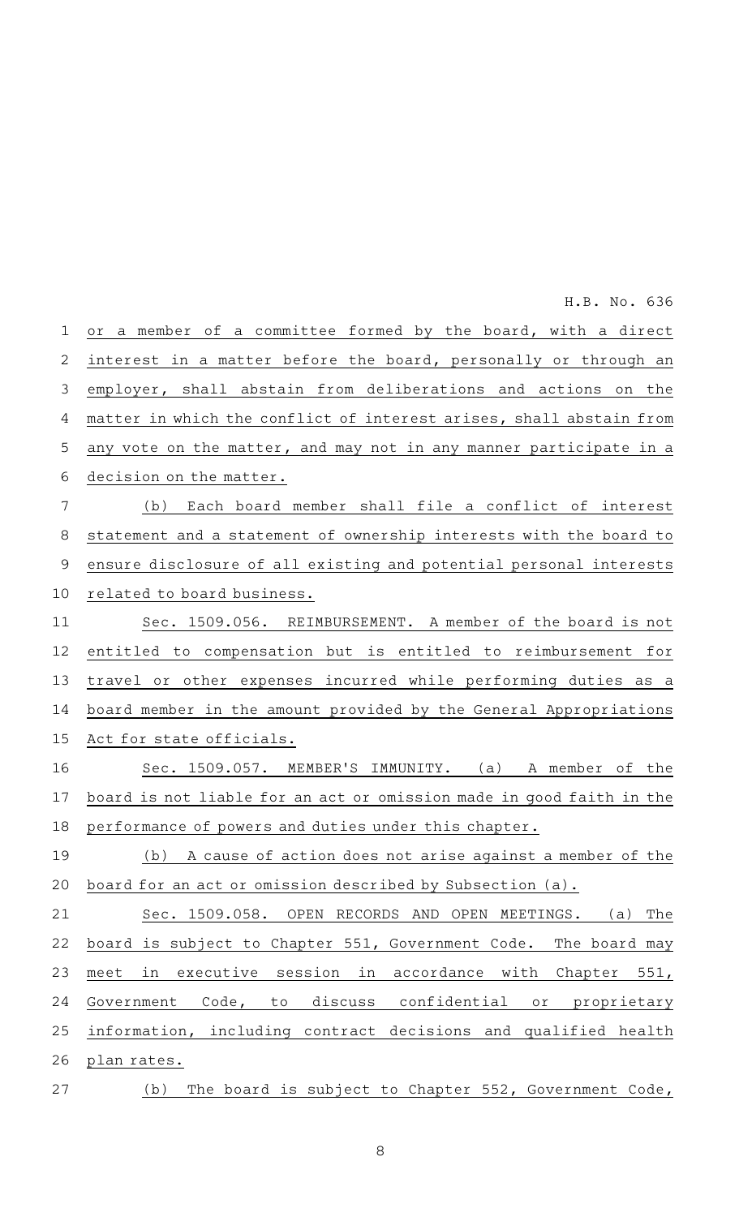or a member of a committee formed by the board, with a direct interest in a matter before the board, personally or through an employer, shall abstain from deliberations and actions on the matter in which the conflict of interest arises, shall abstain from any vote on the matter, and may not in any manner participate in a decision on the matter.

(b) Each board member shall file a conflict of interest statement and a statement of ownership interests with the board to ensure disclosure of all existing and potential personal interests related to board business.

Sec. 1509.056. REIMBURSEMENT. A member of the board is not entitled to compensation but is entitled to reimbursement for travel or other expenses incurred while performing duties as a board member in the amount provided by the General Appropriations Act for state officials.

Sec. 1509.057. MEMBER'S IMMUNITY. (a) A member of the board is not liable for an act or omission made in good faith in the performance of powers and duties under this chapter.

(b) A cause of action does not arise against a member of the board for an act or omission described by Subsection (a).

Sec. 1509.058. OPEN RECORDS AND OPEN MEETINGS. (a) The board is subject to Chapter 551, Government Code. The board may meet in executive session in accordance with Chapter 551, Government Code, to discuss confidential or proprietary information, including contract decisions and qualified health plan rates.

(b) The board is subject to Chapter 552, Government Code,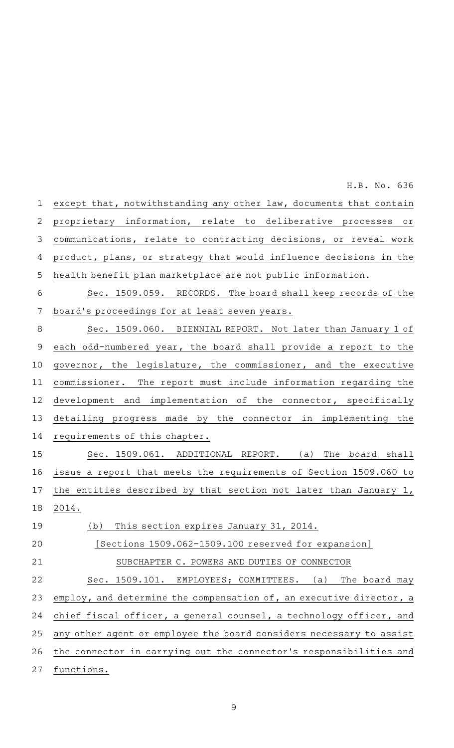except that, notwithstanding any other law, documents that contain proprietary information, relate to deliberative processes or communications, relate to contracting decisions, or reveal work product, plans, or strategy that would influence decisions in the health benefit plan marketplace are not public information.

Sec. 1509.059. RECORDS. The board shall keep records of the board's proceedings for at least seven years.

Sec. 1509.060. BIENNIAL REPORT. Not later than January 1 of each odd-numbered year, the board shall provide a report to the governor, the legislature, the commissioner, and the executive commissioner. The report must include information regarding the development and implementation of the connector, specifically detailing progress made by the connector in implementing the requirements of this chapter.

Sec. 1509.061. ADDITIONAL REPORT. (a) The board shall issue a report that meets the requirements of Section 1509.060 to the entities described by that section not later than January 1, 2014.

(b) This section expires January 31, 2014.

[Sections 1509.062-1509.100 reserved for expansion]

SUBCHAPTER C. POWERS AND DUTIES OF CONNECTOR

Sec. 1509.101. EMPLOYEES; COMMITTEES. (a) The board may employ, and determine the compensation of, an executive director, a chief fiscal officer, a general counsel, a technology officer, and any other agent or employee the board considers necessary to assist the connector in carrying out the connector's responsibilities and functions.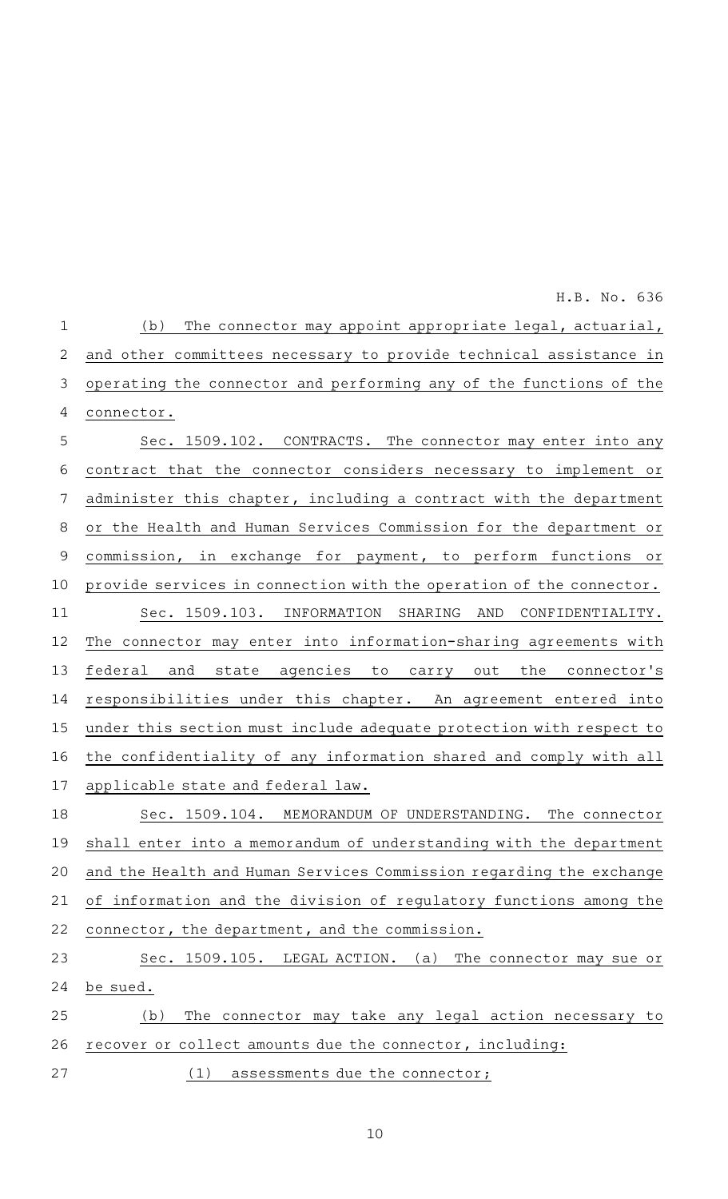(b) The connector may appoint appropriate legal, actuarial, and other committees necessary to provide technical assistance in operating the connector and performing any of the functions of the connector.

Sec. 1509.102. CONTRACTS. The connector may enter into any contract that the connector considers necessary to implement or administer this chapter, including a contract with the department or the Health and Human Services Commission for the department or commission, in exchange for payment, to perform functions or provide services in connection with the operation of the connector.

Sec. 1509.103. INFORMATION SHARING AND CONFIDENTIALITY. The connector may enter into information-sharing agreements with federal and state agencies to carry out the connector's responsibilities under this chapter. An agreement entered into under this section must include adequate protection with respect to the confidentiality of any information shared and comply with all applicable state and federal law.

Sec. 1509.104. MEMORANDUM OF UNDERSTANDING. The connector shall enter into a memorandum of understanding with the department and the Health and Human Services Commission regarding the exchange of information and the division of regulatory functions among the connector, the department, and the commission.

Sec. 1509.105. LEGAL ACTION. (a) The connector may sue or be sued.

(b) The connector may take any legal action necessary to recover or collect amounts due the connector, including:

(1) assessments due the connector;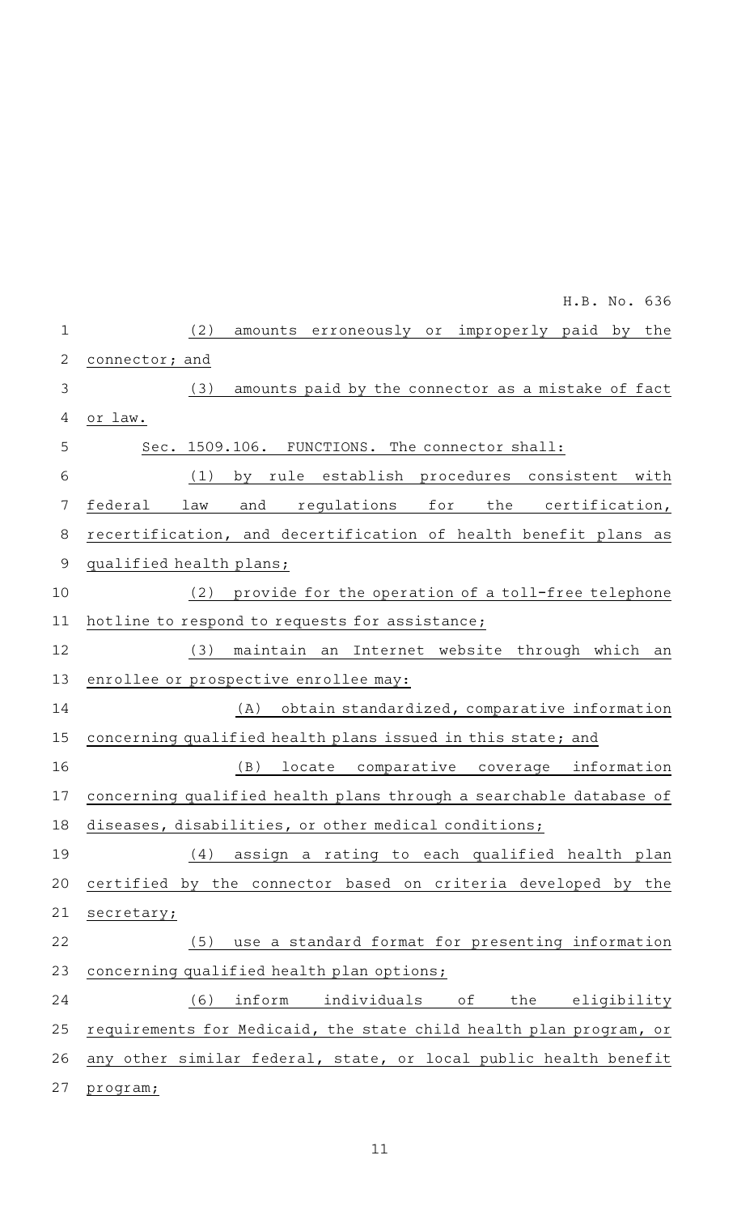(2) amounts erroneously or improperly paid by the connector; and

(3) amounts paid by the connector as a mistake of fact or law.

Sec. 1509.106. FUNCTIONS. The connector shall:

(1) by rule establish procedures consistent with federal law and regulations for the certification, recertification, and decertification of health benefit plans as qualified health plans;

(2) provide for the operation of a toll-free telephone hotline to respond to requests for assistance;

(3) maintain an Internet website through which an enrollee or prospective enrollee may:

(A) obtain standardized, comparative information concerning qualified health plans issued in this state; and

(B) locate comparative coverage information concerning qualified health plans through a searchable database of diseases, disabilities, or other medical conditions;

(4) assign a rating to each qualified health plan certified by the connector based on criteria developed by the secretary;

(5) use a standard format for presenting information concerning qualified health plan options;

(6) inform individuals of the eligibility requirements for Medicaid, the state child health plan program, or any other similar federal, state, or local public health benefit program;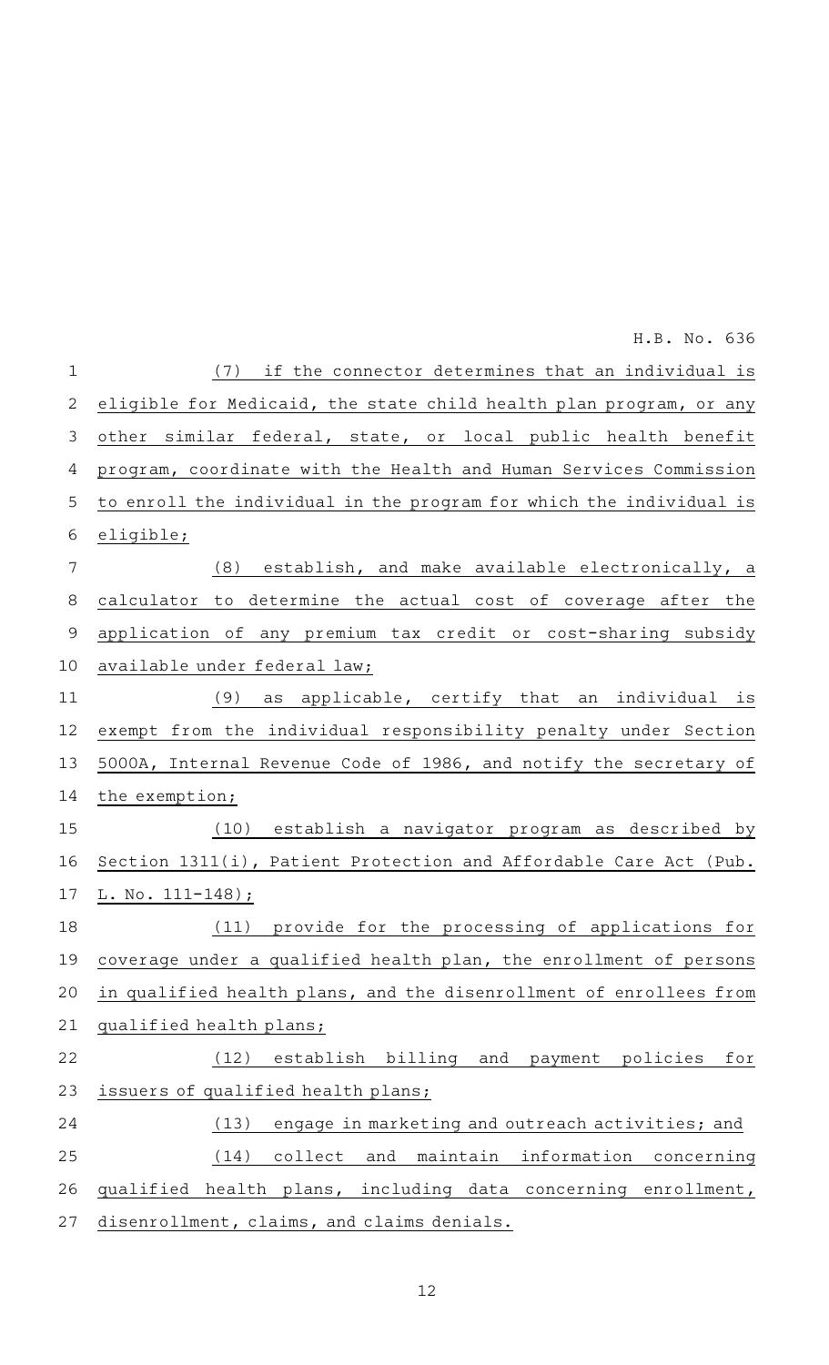(7) if the connector determines that an individual is eligible for Medicaid, the state child health plan program, or any other similar federal, state, or local public health benefit program, coordinate with the Health and Human Services Commission to enroll the individual in the program for which the individual is eligible;

(8) establish, and make available electronically, a calculator to determine the actual cost of coverage after the application of any premium tax credit or cost-sharing subsidy available under federal law;

(9) as applicable, certify that an individual is exempt from the individual responsibility penalty under Section 5000A, Internal Revenue Code of 1986, and notify the secretary of the exemption;

(10) establish a navigator program as described by Section 1311(i), Patient Protection and Affordable Care Act (Pub. L. No. 111-148);

(11) provide for the processing of applications for coverage under a qualified health plan, the enrollment of persons in qualified health plans, and the disenrollment of enrollees from qualified health plans;

(12) establish billing and payment policies for issuers of qualified health plans;

(13) engage in marketing and outreach activities; and

(14) collect and maintain information concerning qualified health plans, including data concerning enrollment, disenrollment, claims, and claims denials.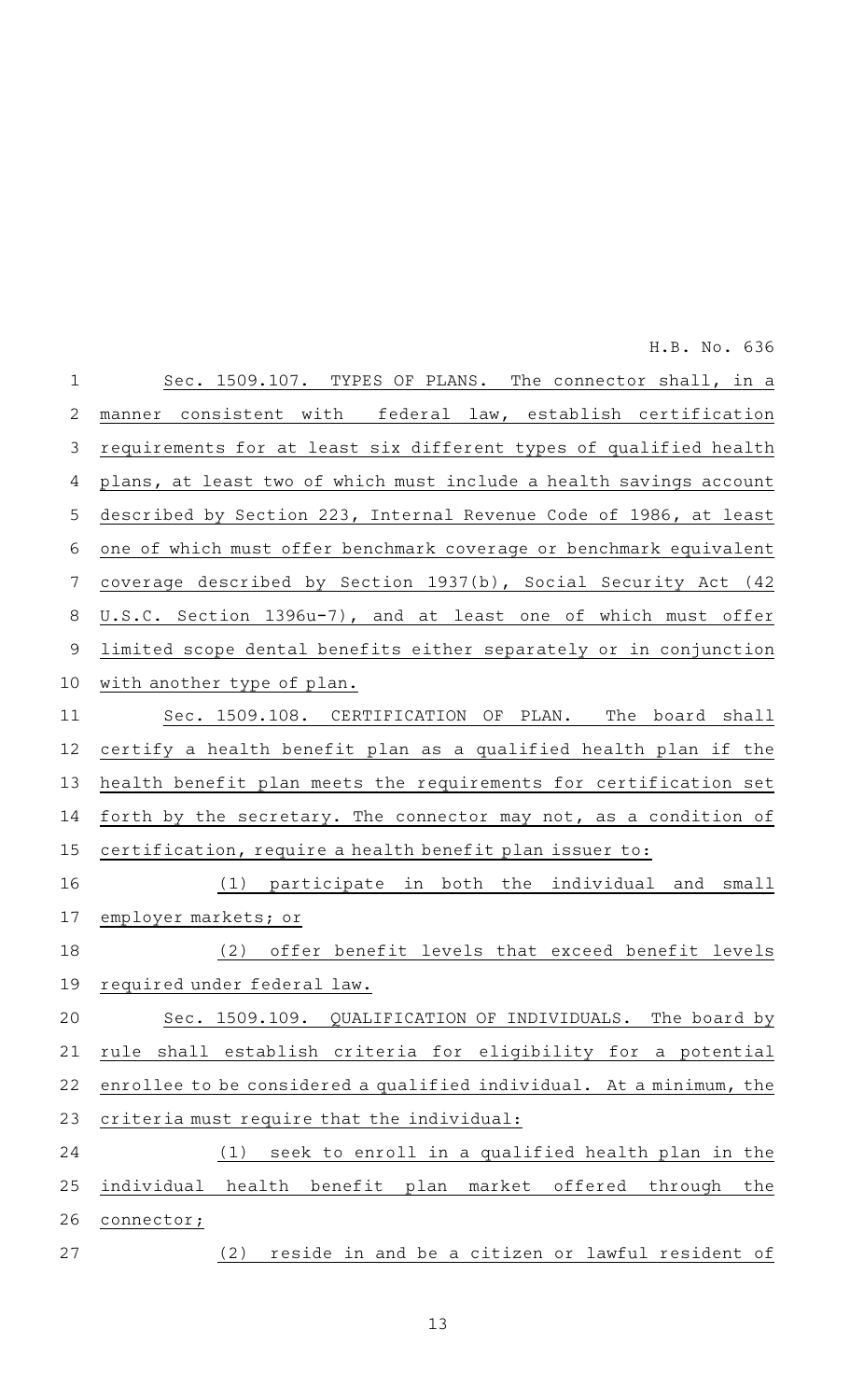Sec. 1509.107. TYPES OF PLANS. The connector shall, in a manner consistent with federal law, establish certification requirements for at least six different types of qualified health plans, at least two of which must include a health savings account described by Section 223, Internal Revenue Code of 1986, at least one of which must offer benchmark coverage or benchmark equivalent coverage described by Section 1937(b), Social Security Act (42 U.S.C. Section 1396u-7), and at least one of which must offer limited scope dental benefits either separately or in conjunction with another type of plan.

Sec. 1509.108. CERTIFICATION OF PLAN. The board shall certify a health benefit plan as a qualified health plan if the health benefit plan meets the requirements for certification set forth by the secretary. The connector may not, as a condition of certification, require a health benefit plan issuer to:

(1) participate in both the individual and small employer markets; or

(2) offer benefit levels that exceed benefit levels required under federal law.

Sec. 1509.109. QUALIFICATION OF INDIVIDUALS. The board by rule shall establish criteria for eligibility for a potential enrollee to be considered a qualified individual. At a minimum, the criteria must require that the individual:

(1) seek to enroll in a qualified health plan in the individual health benefit plan market offered through the connector;

(2) reside in and be a citizen or lawful resident of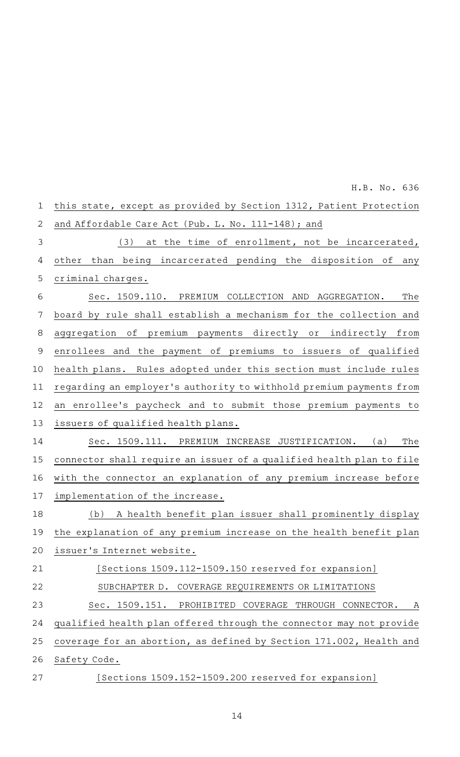this state, except as provided by Section 1312, Patient Protection and Affordable Care Act (Pub. L. No. 111-148); and

(3) at the time of enrollment, not be incarcerated, other than being incarcerated pending the disposition of any criminal charges.

Sec. 1509.110. PREMIUM COLLECTION AND AGGREGATION. The board by rule shall establish a mechanism for the collection and aggregation of premium payments directly or indirectly from enrollees and the payment of premiums to issuers of qualified health plans. Rules adopted under this section must include rules regarding an employer's authority to withhold premium payments from an enrollee's paycheck and to submit those premium payments to issuers of qualified health plans.

Sec. 1509.111. PREMIUM INCREASE JUSTIFICATION. (a) The connector shall require an issuer of a qualified health plan to file with the connector an explanation of any premium increase before implementation of the increase.

(b) A health benefit plan issuer shall prominently display the explanation of any premium increase on the health benefit plan issuer's Internet website.

[Sections 1509.112-1509.150 reserved for expansion]

SUBCHAPTER D. COVERAGE REQUIREMENTS OR LIMITATIONS

Sec. 1509.151. PROHIBITED COVERAGE THROUGH CONNECTOR. A qualified health plan offered through the connector may not provide coverage for an abortion, as defined by Section 171.002, Health and Safety Code.

[Sections 1509.152-1509.200 reserved for expansion]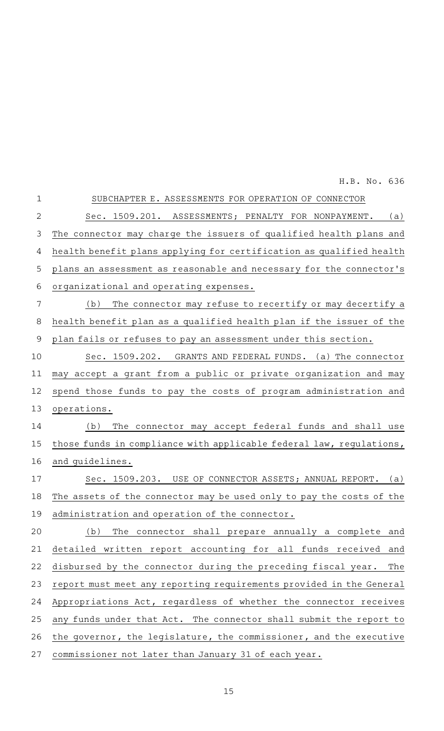SUBCHAPTER E. ASSESSMENTS FOR OPERATION OF CONNECTOR

Sec. 1509.201. ASSESSMENTS; PENALTY FOR NONPAYMENT. (a) The connector may charge the issuers of qualified health plans and health benefit plans applying for certification as qualified health plans an assessment as reasonable and necessary for the connector's organizational and operating expenses.

(b) The connector may refuse to recertify or may decertify a health benefit plan as a qualified health plan if the issuer of the plan fails or refuses to pay an assessment under this section.

Sec. 1509.202. GRANTS AND FEDERAL FUNDS. (a) The connector may accept a grant from a public or private organization and may spend those funds to pay the costs of program administration and operations.

(b) The connector may accept federal funds and shall use those funds in compliance with applicable federal law, regulations, and guidelines.

Sec. 1509.203. USE OF CONNECTOR ASSETS; ANNUAL REPORT. (a) The assets of the connector may be used only to pay the costs of the administration and operation of the connector.

(b) The connector shall prepare annually a complete and detailed written report accounting for all funds received and disbursed by the connector during the preceding fiscal year. The report must meet any reporting requirements provided in the General Appropriations Act, regardless of whether the connector receives any funds under that Act. The connector shall submit the report to the governor, the legislature, the commissioner, and the executive commissioner not later than January 31 of each year.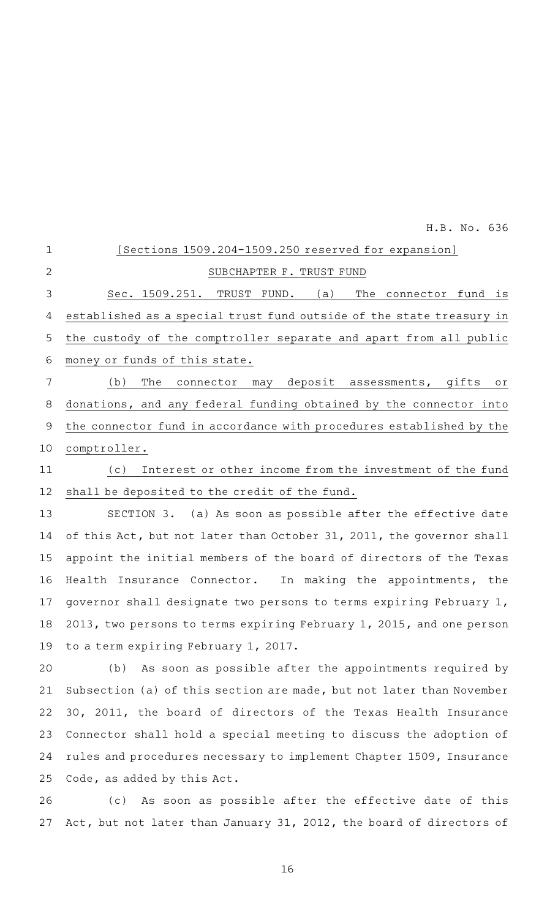[Sections 1509.204-1509.250 reserved for expansion]

SUBCHAPTER F. TRUST FUND

Sec. 1509.251. TRUST FUND. (a) The connector fund is established as a special trust fund outside of the state treasury in the custody of the comptroller separate and apart from all public money or funds of this state.

(b) The connector may deposit assessments, gifts or donations, and any federal funding obtained by the connector into the connector fund in accordance with procedures established by the comptroller.

(c) Interest or other income from the investment of the fund shall be deposited to the credit of the fund.

SECTION 3. (a) As soon as possible after the effective date of this Act, but not later than October 31, 2011, the governor shall appoint the initial members of the board of directors of the Texas Health Insurance Connector. In making the appointments, the governor shall designate two persons to terms expiring February 1, 2013, two persons to terms expiring February 1, 2015, and one person to a term expiring February 1, 2017.

(b) As soon as possible after the appointments required by Subsection (a) of this section are made, but not later than November 30, 2011, the board of directors of the Texas Health Insurance Connector shall hold a special meeting to discuss the adoption of rules and procedures necessary to implement Chapter 1509, Insurance Code, as added by this Act.

(c) As soon as possible after the effective date of this Act, but not later than January 31, 2012, the board of directors of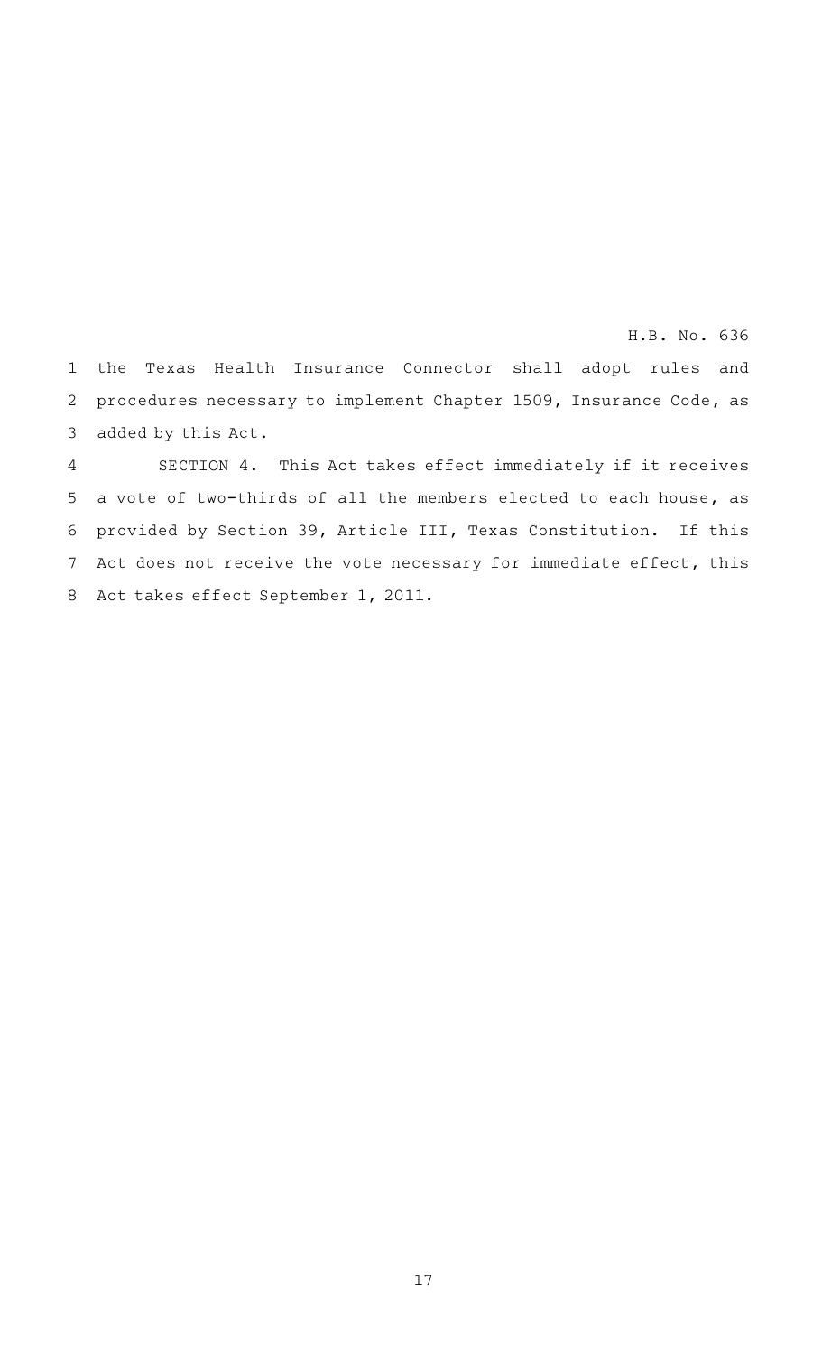the Texas Health Insurance Connector shall adopt rules and procedures necessary to implement Chapter 1509, Insurance Code, as added by this Act.

SECTION 4. This Act takes effect immediately if it receives a vote of two-thirds of all the members elected to each house, as provided by Section 39, Article III, Texas Constitution. If this Act does not receive the vote necessary for immediate effect, this Act takes effect September 1, 2011.